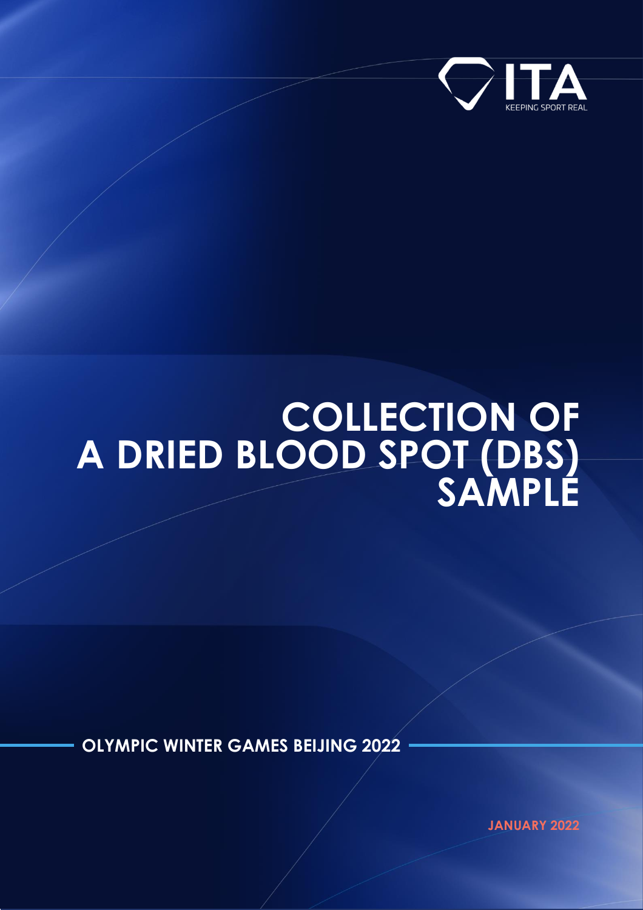ITA

KEEPING SPORT REAL

# COLLECTION OF A DRIED BLOOD SPOT (DBS) SAMPLE

**OLYMPIC WINTER GAMES BEIJING 2022**

**JANUARY 2022**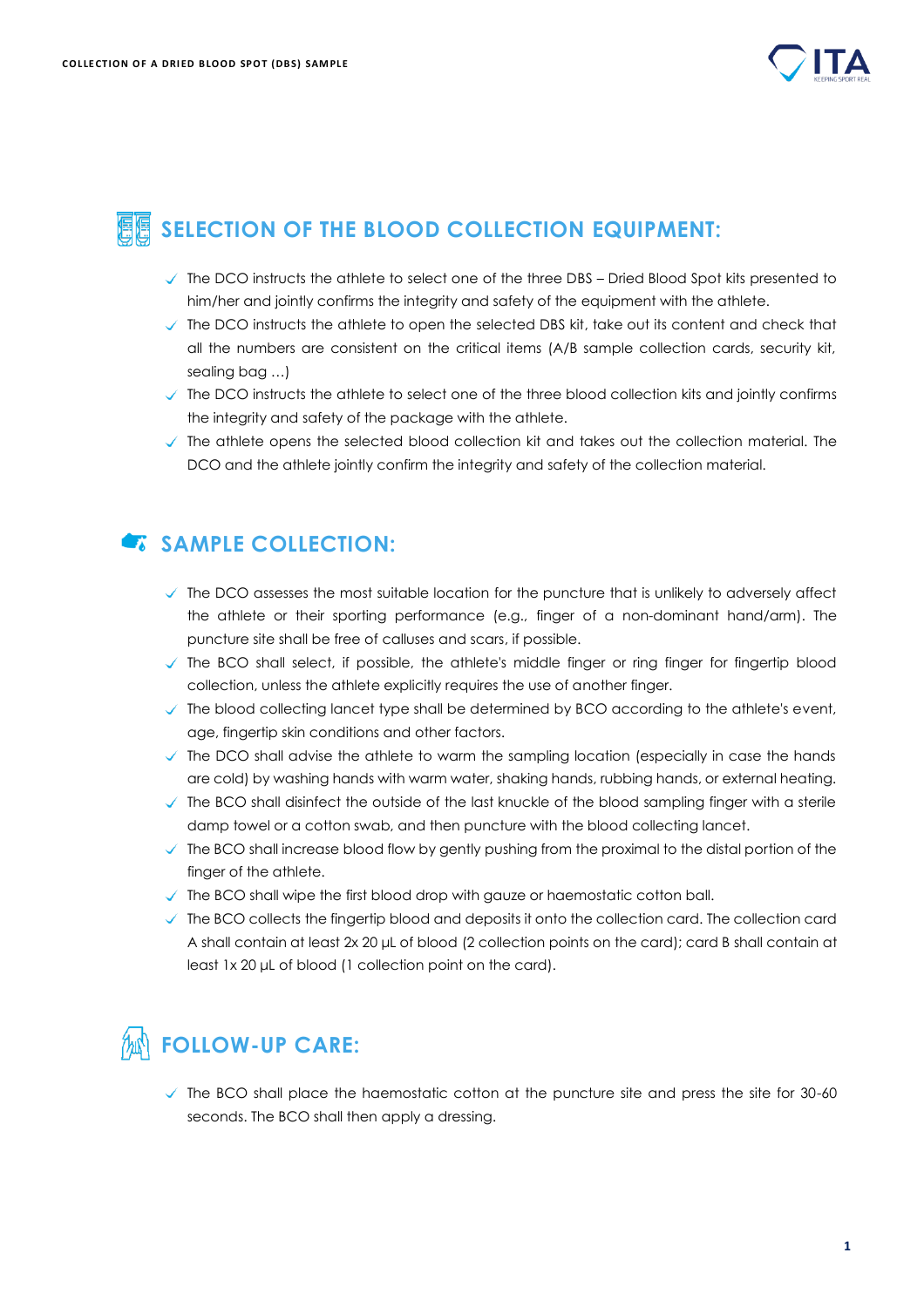## SELECTION OF THE BLOOD COLLECTION EQUIPMENT:

- The DCO instructs the athlete to select one of the three DBS – Dried Blood Spot kits presented to him/her and jointly confirms the integrity and safety of the equipment with the athlete.
- The DCO instructs the athlete to open the selected DBS kit, take out its content and check that all the numbers are consistent on the critical items (A/B sample collection cards, security kit, sealing bag …)
- The DCO instructs the athlete to select one of the three blood collection kits and jointly confirms the integrity and safety of the package with the athlete.
- The athlete opens the selected blood collection kit and takes out the collection material. The DCO and the athlete jointly confirm the integrity and safety of the collection material.

## SAMPLE COLLECTION:

- The DCO assesses the most suitable location for the puncture that is unlikely to adversely affect the athlete or their sporting performance (e.g., finger of a non-dominant hand/arm). The puncture site shall be free of calluses and scars, if possible.
- The BCO shall select, if possible, the athlete's middle finger or ring finger for fingertip blood collection, unless the athlete explicitly requires the use of another finger.
- The blood collecting lancet type shall be determined by BCO according to the athlete's event, age, fingertip skin conditions and other factors.
- The DCO shall advise the athlete to warm the sampling location (especially in case the hands are cold) by washing hands with warm water, shaking hands, rubbing hands, or external heating.
- The BCO shall disinfect the outside of the last knuckle of the blood sampling finger with a sterile damp towel or a cotton swab, and then puncture with the blood collecting lancet.
- The BCO shall increase blood flow by gently pushing from the proximal to the distal portion of the finger of the athlete.
- The BCO shall wipe the first blood drop with gauze or haemostatic cotton ball.
- The BCO collects the fingertip blood and deposits it onto the collection card. The collection card A shall contain at least 2x 20 µL of blood (2 collection points on the card); card B shall contain at least 1x 20 µL of blood (1 collection point on the card).

## FOLLOW-UP CARE:

- The BCO shall place the haemostatic cotton at the puncture site and press the site for 30-60 seconds. The BCO shall then apply a dressing.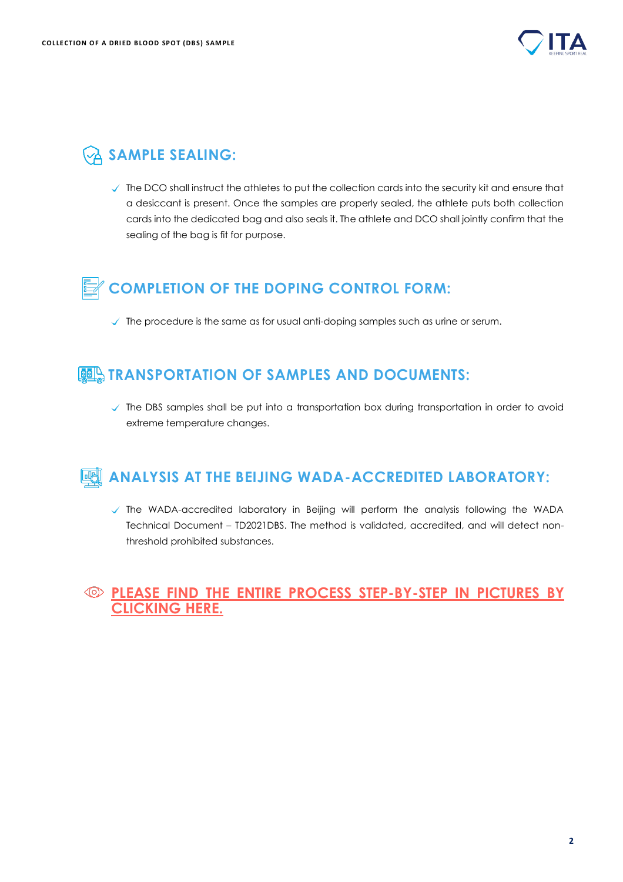## SAMPLE SEALING:

- The DCO shall instruct the athletes to put the collection cards into the security kit and ensure that a desiccant is present. Once the samples are properly sealed, the athlete puts both collection cards into the dedicated bag and also seals it. The athlete and DCO shall jointly confirm that the sealing of the bag is fit for purpose.

## COMPLETION OF THE DOPING CONTROL FORM:

- The procedure is the same as for usual anti-doping samples such as urine or serum.

## TRANSPORTATION OF SAMPLES AND DOCUMENTS:

- The DBS samples shall be put into a transportation box during transportation in order to avoid extreme temperature changes.

## ANALYSIS AT THE BEIJING WADA-ACCREDITED LABORATORY:

- The WADA-accredited laboratory in Beijing will perform the analysis following the WADA Technical Document – TD2021DBS. The method is validated, accredited, and will detect non-threshold prohibited substances.

**PLEASE FIND THE ENTIRE PROCESS STEP-BY-STEP IN PICTURES BY CLICKING HERE.**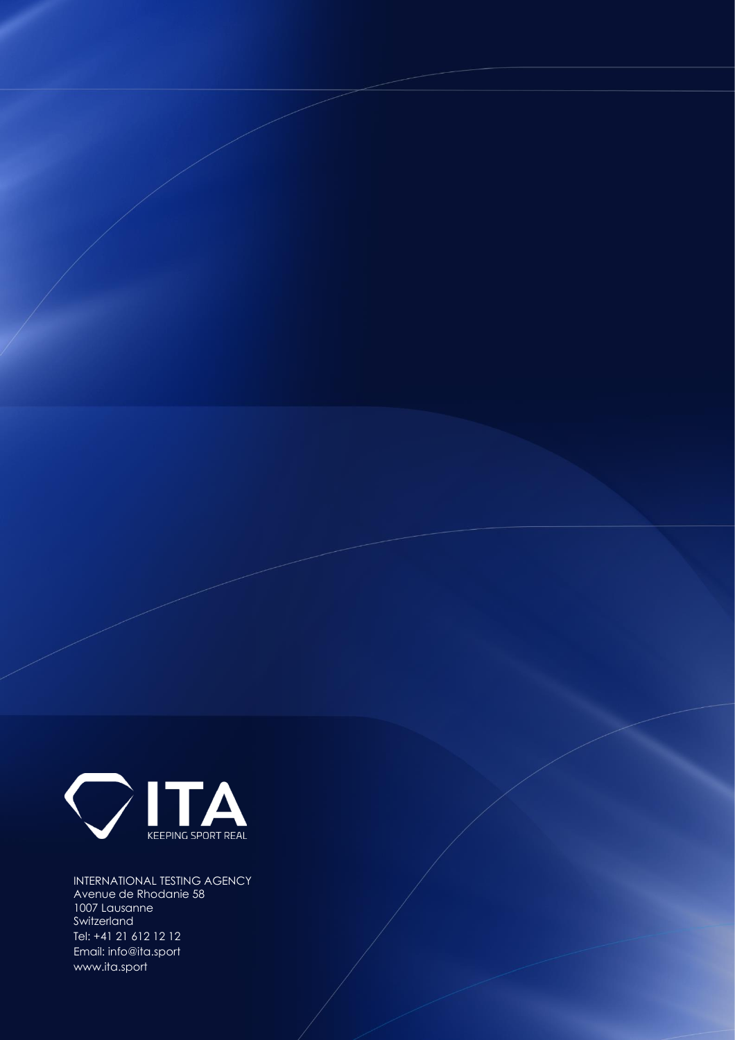ITA

KEEPING SPORT REAL

INTERNATIONAL TESTING AGENCY
Avenue de Rhodanie 58
1007 Lausanne
Switzerland
Tel: +41 21 612 12 12
Email: info@ita.sport
www.ita.sport